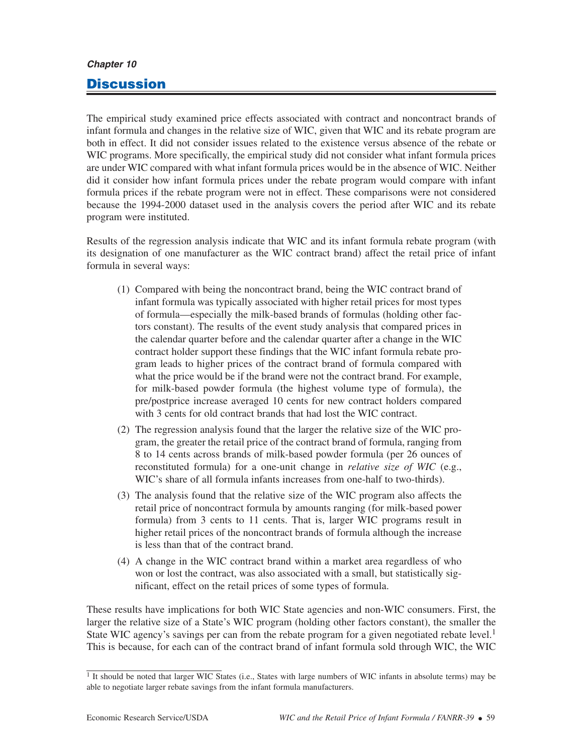*Chapter 10*

# Discussion

The empirical study examined price effects associated with contract and noncontract brands of infant formula and changes in the relative size of WIC, given that WIC and its rebate program are both in effect. It did not consider issues related to the existence versus absence of the rebate or WIC programs. More specifically, the empirical study did not consider what infant formula prices are under WIC compared with what infant formula prices would be in the absence of WIC. Neither did it consider how infant formula prices under the rebate program would compare with infant formula prices if the rebate program were not in effect. These comparisons were not considered because the 1994-2000 dataset used in the analysis covers the period after WIC and its rebate program were instituted.

Results of the regression analysis indicate that WIC and its infant formula rebate program (with its designation of one manufacturer as the WIC contract brand) affect the retail price of infant formula in several ways:

(1) Compared with being the noncontract brand, being the WIC contract brand of infant formula was typically associated with higher retail prices for most types of formula—especially the milk-based brands of formulas (holding other factors constant). The results of the event study analysis that compared prices in the calendar quarter before and the calendar quarter after a change in the WIC contract holder support these findings that the WIC infant formula rebate program leads to higher prices of the contract brand of formula compared with what the price would be if the brand were not the contract brand. For example, for milk-based powder formula (the highest volume type of formula), the pre/postprice increase averaged 10 cents for new contract holders compared with 3 cents for old contract brands that had lost the WIC contract.

(2) The regression analysis found that the larger the relative size of the WIC program, the greater the retail price of the contract brand of formula, ranging from 8 to 14 cents across brands of milk-based powder formula (per 26 ounces of reconstituted formula) for a one-unit change in *relative size of WIC* (e.g., WIC's share of all formula infants increases from one-half to two-thirds).

(3) The analysis found that the relative size of the WIC program also affects the retail price of noncontract formula by amounts ranging (for milk-based power formula) from 3 cents to 11 cents. That is, larger WIC programs result in higher retail prices of the noncontract brands of formula although the increase is less than that of the contract brand.

(4) A change in the WIC contract brand within a market area regardless of who won or lost the contract, was also associated with a small, but statistically significant, effect on the retail prices of some types of formula.

These results have implications for both WIC State agencies and non-WIC consumers. First, the larger the relative size of a State's WIC program (holding other factors constant), the smaller the State WIC agency's savings per can from the rebate program for a given negotiated rebate level.[1] This is because, for each can of the contract brand of infant formula sold through WIC, the WIC

[1] It should be noted that larger WIC States (i.e., States with large numbers of WIC infants in absolute terms) may be able to negotiate larger rebate savings from the infant formula manufacturers.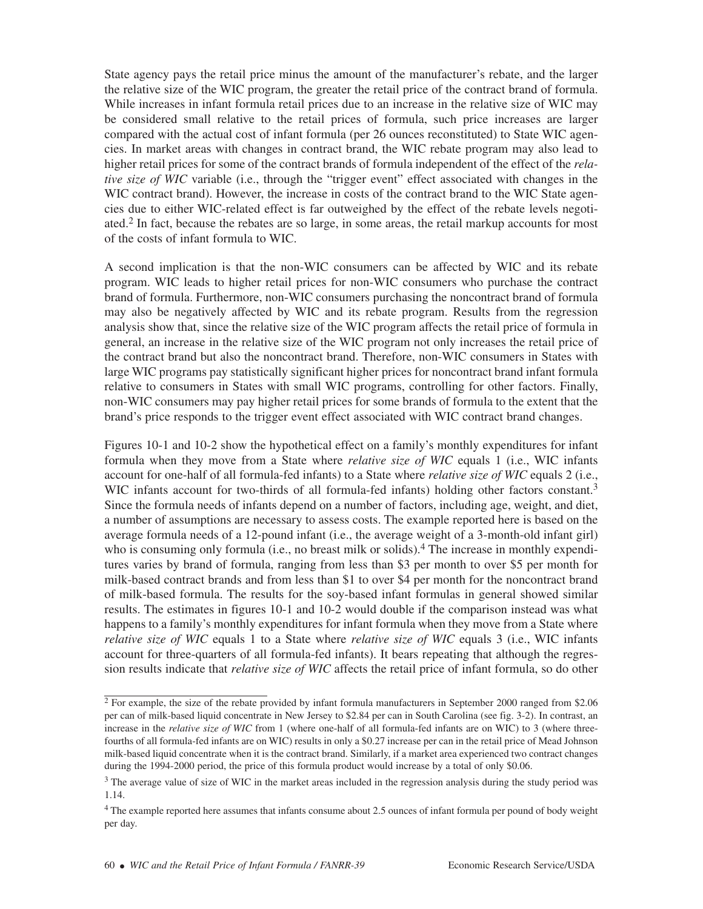State agency pays the retail price minus the amount of the manufacturer's rebate, and the larger the relative size of the WIC program, the greater the retail price of the contract brand of formula. While increases in infant formula retail prices due to an increase in the relative size of WIC may be considered small relative to the retail prices of formula, such price increases are larger compared with the actual cost of infant formula (per 26 ounces reconstituted) to State WIC agencies. In market areas with changes in contract brand, the WIC rebate program may also lead to higher retail prices for some of the contract brands of formula independent of the effect of the *relative size of WIC* variable (i.e., through the "trigger event" effect associated with changes in the WIC contract brand). However, the increase in costs of the contract brand to the WIC State agencies due to either WIC-related effect is far outweighed by the effect of the rebate levels negotiated.[2] In fact, because the rebates are so large, in some areas, the retail markup accounts for most of the costs of infant formula to WIC.

A second implication is that the non-WIC consumers can be affected by WIC and its rebate program. WIC leads to higher retail prices for non-WIC consumers who purchase the contract brand of formula. Furthermore, non-WIC consumers purchasing the noncontract brand of formula may also be negatively affected by WIC and its rebate program. Results from the regression analysis show that, since the relative size of the WIC program affects the retail price of formula in general, an increase in the relative size of the WIC program not only increases the retail price of the contract brand but also the noncontract brand. Therefore, non-WIC consumers in States with large WIC programs pay statistically significant higher prices for noncontract brand infant formula relative to consumers in States with small WIC programs, controlling for other factors. Finally, non-WIC consumers may pay higher retail prices for some brands of formula to the extent that the brand's price responds to the trigger event effect associated with WIC contract brand changes.

Figures 10-1 and 10-2 show the hypothetical effect on a family's monthly expenditures for infant formula when they move from a State where *relative size of WIC* equals 1 (i.e., WIC infants account for one-half of all formula-fed infants) to a State where *relative size of WIC* equals 2 (i.e., WIC infants account for two-thirds of all formula-fed infants) holding other factors constant.[3] Since the formula needs of infants depend on a number of factors, including age, weight, and diet, a number of assumptions are necessary to assess costs. The example reported here is based on the average formula needs of a 12-pound infant (i.e., the average weight of a 3-month-old infant girl) who is consuming only formula (i.e., no breast milk or solids).[4] The increase in monthly expenditures varies by brand of formula, ranging from less than $3 per month to over $5 per month for milk-based contract brands and from less than $1 to over $4 per month for the noncontract brand of milk-based formula. The results for the soy-based infant formulas in general showed similar results. The estimates in figures 10-1 and 10-2 would double if the comparison instead was what happens to a family's monthly expenditures for infant formula when they move from a State where *relative size of WIC* equals 1 to a State where *relative size of WIC* equals 3 (i.e., WIC infants account for three-quarters of all formula-fed infants). It bears repeating that although the regression results indicate that *relative size of WIC* affects the retail price of infant formula, so do other

[2] For example, the size of the rebate provided by infant formula manufacturers in September 2000 ranged from $2.06 per can of milk-based liquid concentrate in New Jersey to $2.84 per can in South Carolina (see fig. 3-2). In contrast, an increase in the *relative size of WIC* from 1 (where one-half of all formula-fed infants are on WIC) to 3 (where three-fourths of all formula-fed infants are on WIC) results in only a $0.27 increase per can in the retail price of Mead Johnson milk-based liquid concentrate when it is the contract brand. Similarly, if a market area experienced two contract changes during the 1994-2000 period, the price of this formula product would increase by a total of only $0.06.

[3] The average value of size of WIC in the market areas included in the regression analysis during the study period was 1.14.

[4] The example reported here assumes that infants consume about 2.5 ounces of infant formula per pound of body weight per day.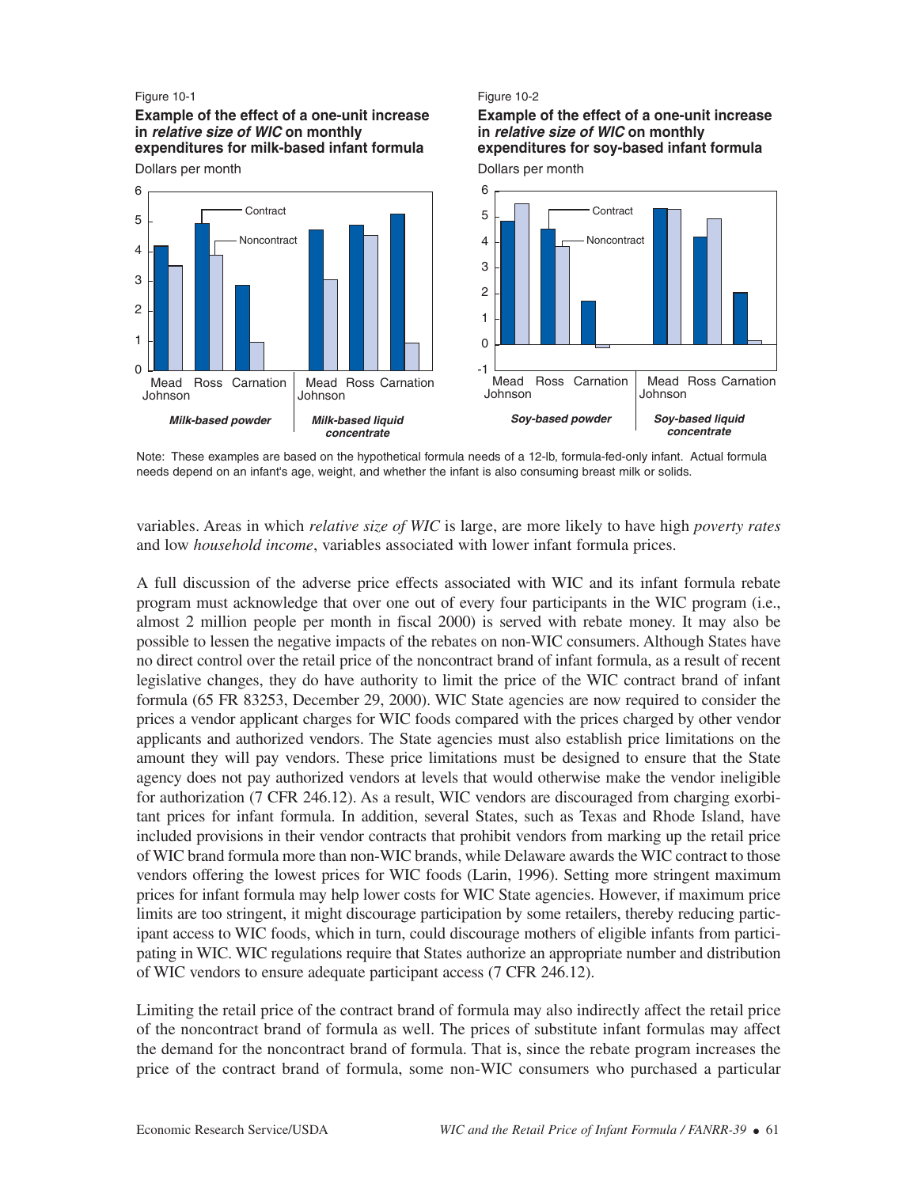Figure 10-1

**Example of the effect of a one-unit increase in *relative size of WIC* on monthly expenditures for milk-based infant formula**

Figure 10-2

**Example of the effect of a one-unit increase in *relative size of WIC* on monthly expenditures for soy-based infant formula**

Note: These examples are based on the hypothetical formula needs of a 12-lb, formula-fed-only infant. Actual formula needs depend on an infant's age, weight, and whether the infant is also consuming breast milk or solids.

variables. Areas in which *relative size of WIC* is large, are more likely to have high *poverty rates* and low *household income*, variables associated with lower infant formula prices.

A full discussion of the adverse price effects associated with WIC and its infant formula rebate program must acknowledge that over one out of every four participants in the WIC program (i.e., almost 2 million people per month in fiscal 2000) is served with rebate money. It may also be possible to lessen the negative impacts of the rebates on non-WIC consumers. Although States have no direct control over the retail price of the noncontract brand of infant formula, as a result of recent legislative changes, they do have authority to limit the price of the WIC contract brand of infant formula (65 FR 83253, December 29, 2000). WIC State agencies are now required to consider the prices a vendor applicant charges for WIC foods compared with the prices charged by other vendor applicants and authorized vendors. The State agencies must also establish price limitations on the amount they will pay vendors. These price limitations must be designed to ensure that the State agency does not pay authorized vendors at levels that would otherwise make the vendor ineligible for authorization (7 CFR 246.12). As a result, WIC vendors are discouraged from charging exorbitant prices for infant formula. In addition, several States, such as Texas and Rhode Island, have included provisions in their vendor contracts that prohibit vendors from marking up the retail price of WIC brand formula more than non-WIC brands, while Delaware awards the WIC contract to those vendors offering the lowest prices for WIC foods (Larin, 1996). Setting more stringent maximum prices for infant formula may help lower costs for WIC State agencies. However, if maximum price limits are too stringent, it might discourage participation by some retailers, thereby reducing participant access to WIC foods, which in turn, could discourage mothers of eligible infants from participating in WIC. WIC regulations require that States authorize an appropriate number and distribution of WIC vendors to ensure adequate participant access (7 CFR 246.12).

Limiting the retail price of the contract brand of formula may also indirectly affect the retail price of the noncontract brand of formula as well. The prices of substitute infant formulas may affect the demand for the noncontract brand of formula. That is, since the rebate program increases the price of the contract brand of formula, some non-WIC consumers who purchased a particular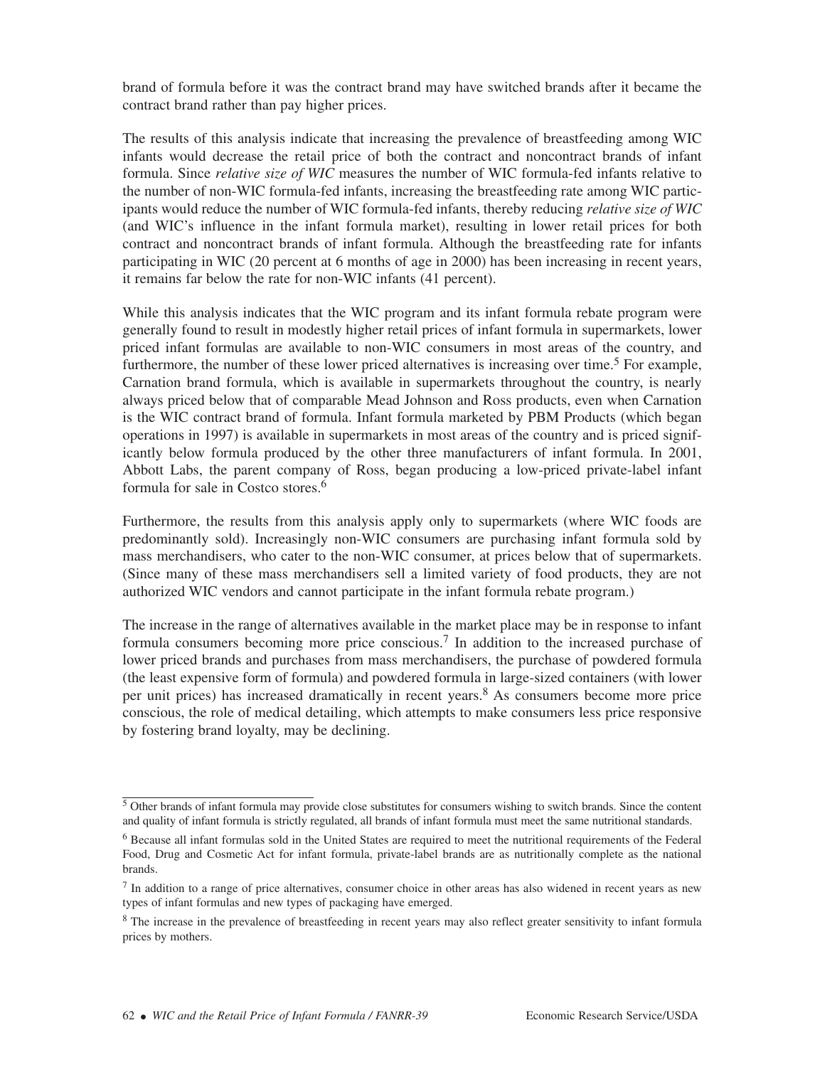brand of formula before it was the contract brand may have switched brands after it became the contract brand rather than pay higher prices.

The results of this analysis indicate that increasing the prevalence of breastfeeding among WIC infants would decrease the retail price of both the contract and noncontract brands of infant formula. Since *relative size of WIC* measures the number of WIC formula-fed infants relative to the number of non-WIC formula-fed infants, increasing the breastfeeding rate among WIC participants would reduce the number of WIC formula-fed infants, thereby reducing *relative size of WIC* (and WIC's influence in the infant formula market), resulting in lower retail prices for both contract and noncontract brands of infant formula. Although the breastfeeding rate for infants participating in WIC (20 percent at 6 months of age in 2000) has been increasing in recent years, it remains far below the rate for non-WIC infants (41 percent).

While this analysis indicates that the WIC program and its infant formula rebate program were generally found to result in modestly higher retail prices of infant formula in supermarkets, lower priced infant formulas are available to non-WIC consumers in most areas of the country, and furthermore, the number of these lower priced alternatives is increasing over time.[5] For example, Carnation brand formula, which is available in supermarkets throughout the country, is nearly always priced below that of comparable Mead Johnson and Ross products, even when Carnation is the WIC contract brand of formula. Infant formula marketed by PBM Products (which began operations in 1997) is available in supermarkets in most areas of the country and is priced significantly below formula produced by the other three manufacturers of infant formula. In 2001, Abbott Labs, the parent company of Ross, began producing a low-priced private-label infant formula for sale in Costco stores.[6]

Furthermore, the results from this analysis apply only to supermarkets (where WIC foods are predominantly sold). Increasingly non-WIC consumers are purchasing infant formula sold by mass merchandisers, who cater to the non-WIC consumer, at prices below that of supermarkets. (Since many of these mass merchandisers sell a limited variety of food products, they are not authorized WIC vendors and cannot participate in the infant formula rebate program.)

The increase in the range of alternatives available in the market place may be in response to infant formula consumers becoming more price conscious.[7] In addition to the increased purchase of lower priced brands and purchases from mass merchandisers, the purchase of powdered formula (the least expensive form of formula) and powdered formula in large-sized containers (with lower per unit prices) has increased dramatically in recent years.[8] As consumers become more price conscious, the role of medical detailing, which attempts to make consumers less price responsive by fostering brand loyalty, may be declining.

---

[5] Other brands of infant formula may provide close substitutes for consumers wishing to switch brands. Since the content and quality of infant formula is strictly regulated, all brands of infant formula must meet the same nutritional standards.

[6] Because all infant formulas sold in the United States are required to meet the nutritional requirements of the Federal Food, Drug and Cosmetic Act for infant formula, private-label brands are as nutritionally complete as the national brands.

[7] In addition to a range of price alternatives, consumer choice in other areas has also widened in recent years as new types of infant formulas and new types of packaging have emerged.

[8] The increase in the prevalence of breastfeeding in recent years may also reflect greater sensitivity to infant formula prices by mothers.